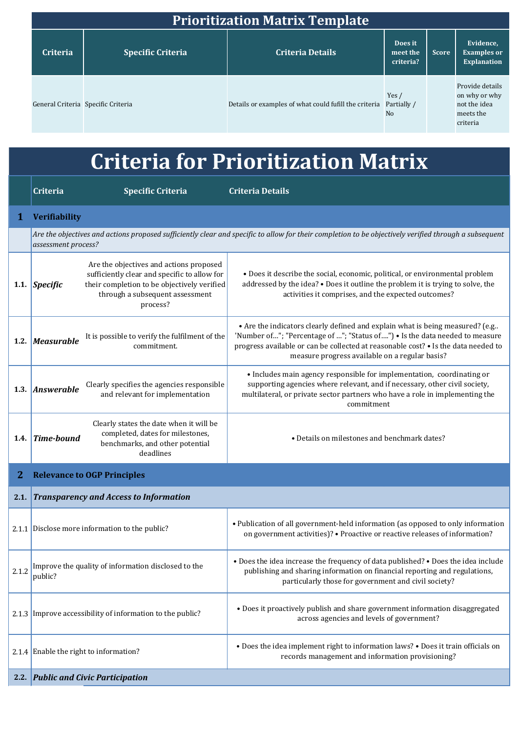# Prioritization Matrix Template

| Criteria | Specific Criteria | Criteria Details | Does it meet the criteria? | Score | Evidence, Examples or Explanation |
|---|---|---|---|---|---|
| General Criteria | Specific Criteria | Details or examples of what could fulfill the criteria | Yes / Partially / No | | Provide details on why or why not the idea meets the criteria |

# Criteria for Prioritization Matrix

| | Criteria | Specific Criteria | Criteria Details |
|---|---|---|---|
| **1** | **Verifiability** | | |
| | *Are the objectives and actions proposed sufficiently clear and specific to allow for their completion to be objectively verified through a subsequent assessment process?* | | |
| **1.1.** | ***Specific*** | Are the objectives and actions proposed sufficiently clear and specific to allow for their completion to be objectively verified through a subsequent assessment process? | • Does it describe the social, economic, political, or environmental problem addressed by the idea? • Does it outline the problem it is trying to solve, the activities it comprises, and the expected outcomes? |
| **1.2.** | ***Measurable*** | It is possible to verify the fulfilment of the commitment. | • Are the indicators clearly defined and explain what is being measured? (e.g.. 'Number of…"; "Percentage of …"; "Status of….") • Is the data needed to measure progress available or can be collected at reasonable cost? • Is the data needed to measure progress available on a regular basis? |
| **1.3.** | ***Answerable*** | Clearly specifies the agencies responsible and relevant for implementation | • Includes main agency responsible for implementation, coordinating or supporting agencies where relevant, and if necessary, other civil society, multilateral, or private sector partners who have a role in implementing the commitment |
| **1.4.** | ***Time-bound*** | Clearly states the date when it will be completed, dates for milestones, benchmarks, and other potential deadlines | • Details on milestones and benchmark dates? |
| **2** | **Relevance to OGP Principles** | | |
| **2.1.** | ***Transparency and Access to Information*** | | |
| 2.1.1 | Disclose more information to the public? | | • Publication of all government-held information (as opposed to only information on government activities)? • Proactive or reactive releases of information? |
| 2.1.2 | Improve the quality of information disclosed to the public? | | • Does the idea increase the frequency of data published? • Does the idea include publishing and sharing information on financial reporting and regulations, particularly those for government and civil society? |
| 2.1.3 | Improve accessibility of information to the public? | | • Does it proactively publish and share government information disaggregated across agencies and levels of government? |
| 2.1.4 | Enable the right to information? | | • Does the idea implement right to information laws? • Does it train officials on records management and information provisioning? |
| **2.2.** | ***Public and Civic Participation*** | | |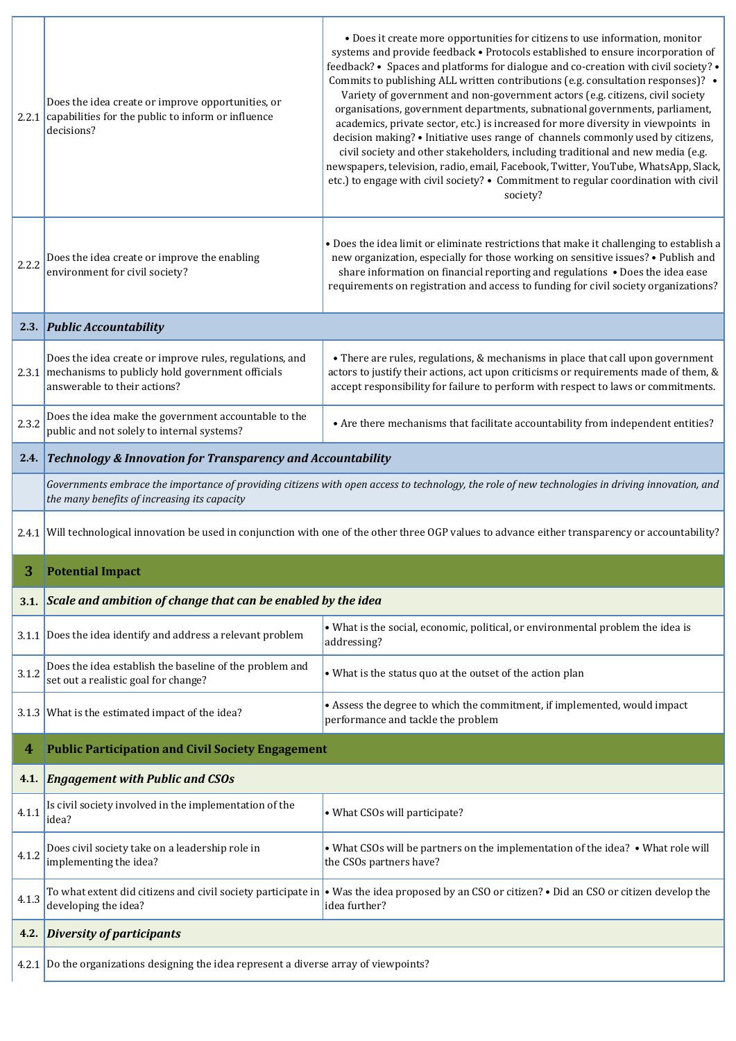| | | |
|---|---|---|
| 2.2.1 | Does the idea create or improve opportunities, or capabilities for the public to inform or influence decisions? | • Does it create more opportunities for citizens to use information, monitor systems and provide feedback • Protocols established to ensure incorporation of feedback? • Spaces and platforms for dialogue and co-creation with civil society? • Commits to publishing ALL written contributions (e.g. consultation responses)? • Variety of government and non-government actors (e.g. citizens, civil society organisations, government departments, subnational governments, parliament, academics, private sector, etc.) is increased for more diversity in viewpoints in decision making? • Initiative uses range of channels commonly used by citizens, civil society and other stakeholders, including traditional and new media (e.g. newspapers, television, radio, email, Facebook, Twitter, YouTube, WhatsApp, Slack, etc.) to engage with civil society? • Commitment to regular coordination with civil society? |
| 2.2.2 | Does the idea create or improve the enabling environment for civil society? | • Does the idea limit or eliminate restrictions that make it challenging to establish a new organization, especially for those working on sensitive issues? • Publish and share information on financial reporting and regulations • Does the idea ease requirements on registration and access to funding for civil society organizations? |
| **2.3.** | ***Public Accountability*** | |
| 2.3.1 | Does the idea create or improve rules, regulations, and mechanisms to publicly hold government officials answerable to their actions? | • There are rules, regulations, & mechanisms in place that call upon government actors to justify their actions, act upon criticisms or requirements made of them, & accept responsibility for failure to perform with respect to laws or commitments. |
| 2.3.2 | Does the idea make the government accountable to the public and not solely to internal systems? | • Are there mechanisms that facilitate accountability from independent entities? |
| **2.4.** | ***Technology & Innovation for Transparency and Accountability*** | |
| | *Governments embrace the importance of providing citizens with open access to technology, the role of new technologies in driving innovation, and the many benefits of increasing its capacity* | |
| 2.4.1 | Will technological innovation be used in conjunction with one of the other three OGP values to advance either transparency or accountability? | |
| **3** | **Potential Impact** | |
| **3.1.** | ***Scale and ambition of change that can be enabled by the idea*** | |
| 3.1.1 | Does the idea identify and address a relevant problem | • What is the social, economic, political, or environmental problem the idea is addressing? |
| 3.1.2 | Does the idea establish the baseline of the problem and set out a realistic goal for change? | • What is the status quo at the outset of the action plan |
| 3.1.3 | What is the estimated impact of the idea? | • Assess the degree to which the commitment, if implemented, would impact performance and tackle the problem |
| **4** | **Public Participation and Civil Society Engagement** | |
| **4.1.** | ***Engagement with Public and CSOs*** | |
| 4.1.1 | Is civil society involved in the implementation of the idea? | • What CSOs will participate? |
| 4.1.2 | Does civil society take on a leadership role in implementing the idea? | • What CSOs will be partners on the implementation of the idea? • What role will the CSOs partners have? |
| 4.1.3 | To what extent did citizens and civil society participate in developing the idea? | • Was the idea proposed by an CSO or citizen? • Did an CSO or citizen develop the idea further? |
| **4.2.** | ***Diversity of participants*** | |
| 4.2.1 | Do the organizations designing the idea represent a diverse array of viewpoints? | |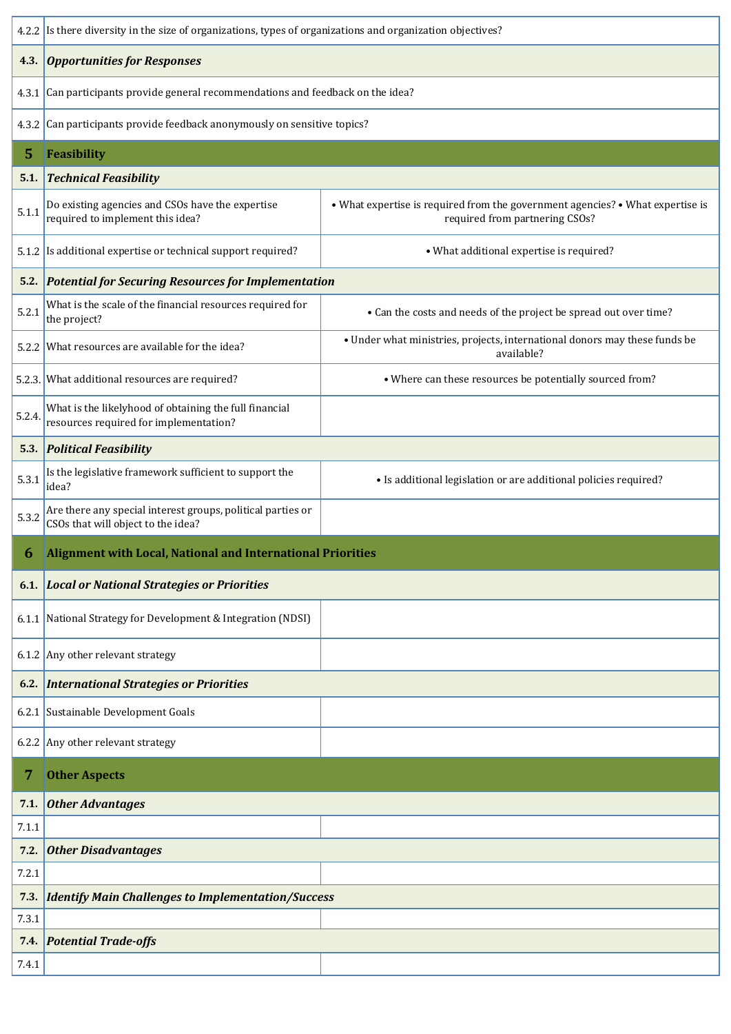| | | |
|---|---|---|
| 4.2.2 | Is there diversity in the size of organizations, types of organizations and organization objectives? | |
| **4.3.** | ***Opportunities for Responses*** | |
| 4.3.1 | Can participants provide general recommendations and feedback on the idea? | |
| 4.3.2 | Can participants provide feedback anonymously on sensitive topics? | |
| **5** | **Feasibility** | |
| **5.1.** | ***Technical Feasibility*** | |
| 5.1.1 | Do existing agencies and CSOs have the expertise required to implement this idea? | • What expertise is required from the government agencies? • What expertise is required from partnering CSOs? |
| 5.1.2 | Is additional expertise or technical support required? | • What additional expertise is required? |
| **5.2.** | ***Potential for Securing Resources for Implementation*** | |
| 5.2.1 | What is the scale of the financial resources required for the project? | • Can the costs and needs of the project be spread out over time? |
| 5.2.2 | What resources are available for the idea? | • Under what ministries, projects, international donors may these funds be available? |
| 5.2.3. | What additional resources are required? | • Where can these resources be potentially sourced from? |
| 5.2.4. | What is the likelihood of obtaining the full financial resources required for implementation? | |
| **5.3.** | ***Political Feasibility*** | |
| 5.3.1 | Is the legislative framework sufficient to support the idea? | • Is additional legislation or are additional policies required? |
| 5.3.2 | Are there any special interest groups, political parties or CSOs that will object to the idea? | |
| **6** | **Alignment with Local, National and International Priorities** | |
| **6.1.** | ***Local or National Strategies or Priorities*** | |
| 6.1.1 | National Strategy for Development & Integration (NDSI) | |
| 6.1.2 | Any other relevant strategy | |
| **6.2.** | ***International Strategies or Priorities*** | |
| 6.2.1 | Sustainable Development Goals | |
| 6.2.2 | Any other relevant strategy | |
| **7** | **Other Aspects** | |
| **7.1.** | ***Other Advantages*** | |
| 7.1.1 | | |
| **7.2.** | ***Other Disadvantages*** | |
| 7.2.1 | | |
| **7.3.** | ***Identify Main Challenges to Implementation/Success*** | |
| 7.3.1 | | |
| **7.4.** | ***Potential Trade-offs*** | |
| 7.4.1 | | |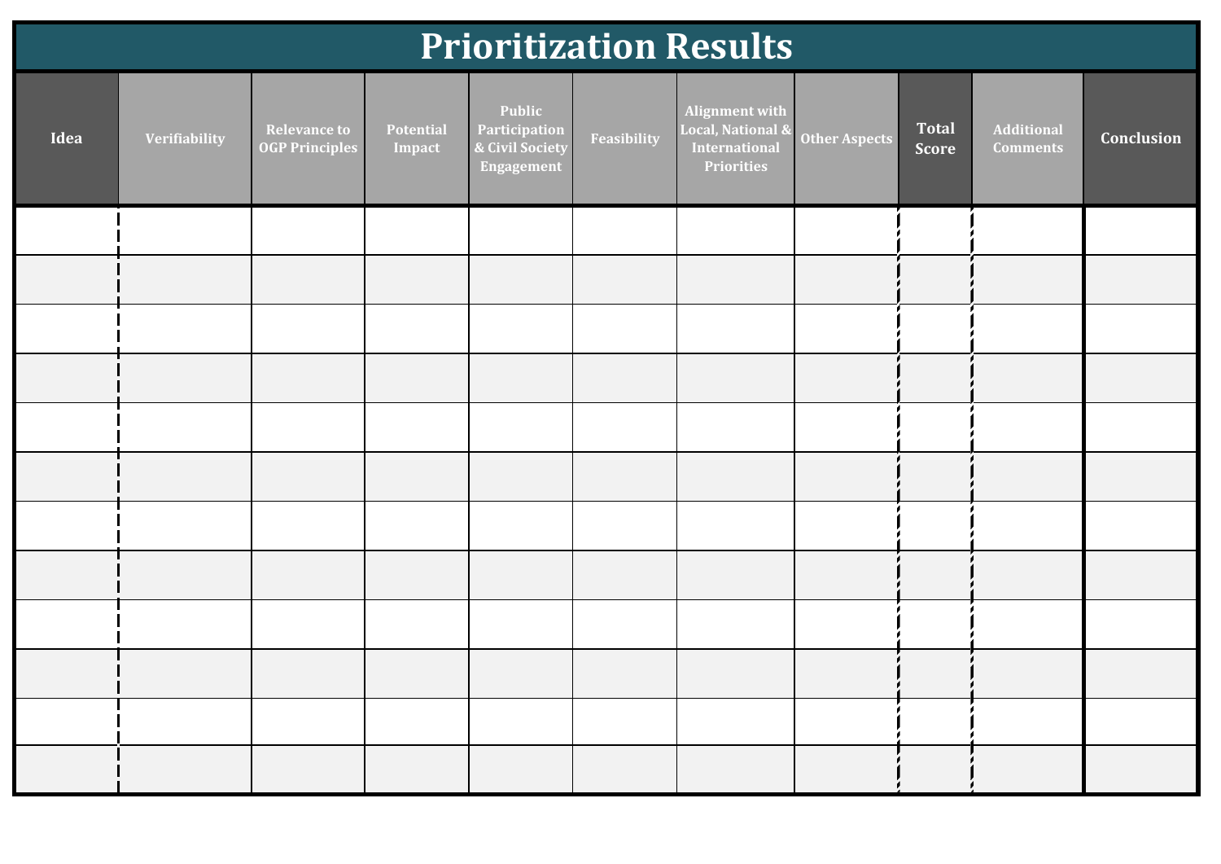# Prioritization Results

| Idea | Verifiability | Relevance to OGP Principles | Potential Impact | Public Participation & Civil Society Engagement | Feasibility | Alignment with Local, National & International Priorities | Other Aspects | Total Score | Additional Comments | Conclusion |
|---|---|---|---|---|---|---|---|---|---|---|
| | | | | | | | | | | |
| | | | | | | | | | | |
| | | | | | | | | | | |
| | | | | | | | | | | |
| | | | | | | | | | | |
| | | | | | | | | | | |
| | | | | | | | | | | |
| | | | | | | | | | | |
| | | | | | | | | | | |
| | | | | | | | | | | |
| | | | | | | | | | | |
| | | | | | | | | | | |